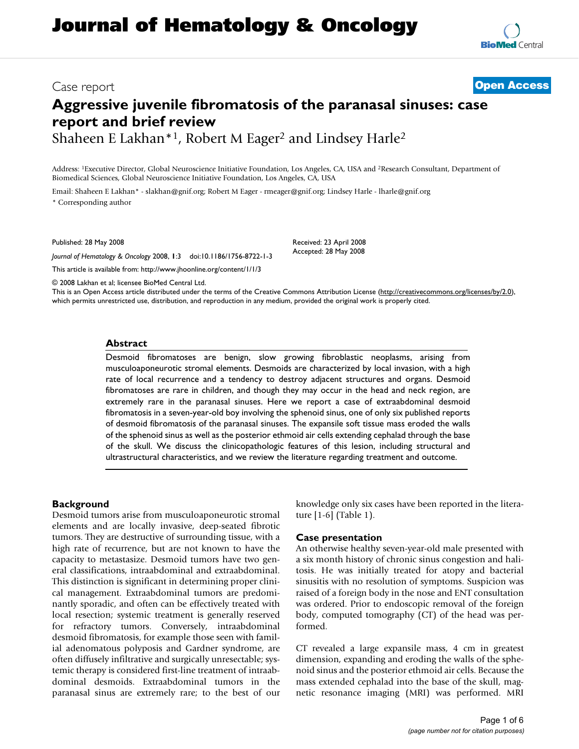# Journal of Hematology & Oncology

Case report **Open Access**

# Aggressive juvenile fibromatosis of the paranasal sinuses: case report and brief review

Shaheen E Lakhan*[1], Robert M Eager[2] and Lindsey Harle[2]

Address: [1]Executive Director, Global Neuroscience Initiative Foundation, Los Angeles, CA, USA and [2]Research Consultant, Department of Biomedical Sciences, Global Neuroscience Initiative Foundation, Los Angeles, CA, USA

Email: Shaheen E Lakhan* - slakhan@gnif.org; Robert M Eager - rmeager@gnif.org; Lindsey Harle - lharle@gnif.org

* Corresponding author

Published: 28 May 2008

*Journal of Hematology & Oncology* 2008, **1**:3 doi:10.1186/1756-8722-1-3

Received: 23 April 2008
Accepted: 28 May 2008

This article is available from: http://www.jhoonline.org/content/1/1/3

© 2008 Lakhan et al; licensee BioMed Central Ltd.
This is an Open Access article distributed under the terms of the Creative Commons Attribution License (http://creativecommons.org/licenses/by/2.0), which permits unrestricted use, distribution, and reproduction in any medium, provided the original work is properly cited.

## Abstract

Desmoid fibromatoses are benign, slow growing fibroblastic neoplasms, arising from musculoaponeurotic stromal elements. Desmoids are characterized by local invasion, with a high rate of local recurrence and a tendency to destroy adjacent structures and organs. Desmoid fibromatoses are rare in children, and though they may occur in the head and neck region, are extremely rare in the paranasal sinuses. Here we report a case of extraabdominal desmoid fibromatosis in a seven-year-old boy involving the sphenoid sinus, one of only six published reports of desmoid fibromatosis of the paranasal sinuses. The expansile soft tissue mass eroded the walls of the sphenoid sinus as well as the posterior ethmoid air cells extending cephalad through the base of the skull. We discuss the clinicopathologic features of this lesion, including structural and ultrastructural characteristics, and we review the literature regarding treatment and outcome.

## Background

Desmoid tumors arise from musculoaponeurotic stromal elements and are locally invasive, deep-seated fibrotic tumors. They are destructive of surrounding tissue, with a high rate of recurrence, but are not known to have the capacity to metastasize. Desmoid tumors have two general classifications, intraabdominal and extraabdominal. This distinction is significant in determining proper clinical management. Extraabdominal tumors are predominantly sporadic, and often can be effectively treated with local resection; systemic treatment is generally reserved for refractory tumors. Conversely, intraabdominal desmoid fibromatosis, for example those seen with familial adenomatous polyposis and Gardner syndrome, are often diffusely infiltrative and surgically unresectable; systemic therapy is considered first-line treatment of intraabdominal desmoids. Extraabdominal tumors in the paranasal sinus are extremely rare; to the best of our knowledge only six cases have been reported in the literature [1-6] (Table 1).

## Case presentation

An otherwise healthy seven-year-old male presented with a six month history of chronic sinus congestion and halitosis. He was initially treated for atopy and bacterial sinusitis with no resolution of symptoms. Suspicion was raised of a foreign body in the nose and ENT consultation was ordered. Prior to endoscopic removal of the foreign body, computed tomography (CT) of the head was performed.

CT revealed a large expansile mass, 4 cm in greatest dimension, expanding and eroding the walls of the sphenoid sinus and the posterior ethmoid air cells. Because the mass extended cephalad into the base of the skull, magnetic resonance imaging (MRI) was performed. MRI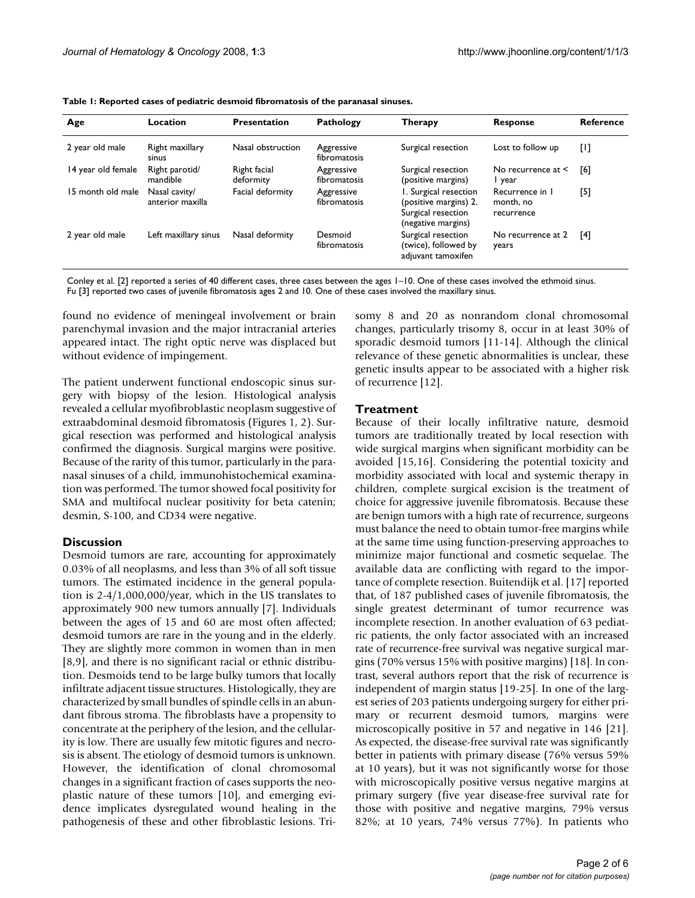**Table 1: Reported cases of pediatric desmoid fibromatosis of the paranasal sinuses.**

| Age | Location | Presentation | Pathology | Therapy | Response | Reference |
|---|---|---|---|---|---|---|
| 2 year old male | Right maxillary sinus | Nasal obstruction | Aggressive fibromatosis | Surgical resection | Lost to follow up | [1] |
| 14 year old female | Right parotid/ mandible | Right facial deformity | Aggressive fibromatosis | Surgical resection (positive margins) | No recurrence at < 1 year | [6] |
| 15 month old male | Nasal cavity/ anterior maxilla | Facial deformity | Aggressive fibromatosis | 1. Surgical resection (positive margins) 2. Surgical resection (negative margins) | Recurrence in 1 month, no recurrence | [5] |
| 2 year old male | Left maxillary sinus | Nasal deformity | Desmoid fibromatosis | Surgical resection (twice), followed by adjuvant tamoxifen | No recurrence at 2 years | [4] |

Conley et al. [2] reported a series of 40 different cases, three cases between the ages 1–10. One of these cases involved the ethmoid sinus.
Fu [3] reported two cases of juvenile fibromatosis ages 2 and 10. One of these cases involved the maxillary sinus.

found no evidence of meningeal involvement or brain parenchymal invasion and the major intracranial arteries appeared intact. The right optic nerve was displaced but without evidence of impingement.

The patient underwent functional endoscopic sinus surgery with biopsy of the lesion. Histological analysis revealed a cellular myofibroblastic neoplasm suggestive of extraabdominal desmoid fibromatosis (Figures 1, 2). Surgical resection was performed and histological analysis confirmed the diagnosis. Surgical margins were positive. Because of the rarity of this tumor, particularly in the paranasal sinuses of a child, immunohistochemical examination was performed. The tumor showed focal positivity for SMA and multifocal nuclear positivity for beta catenin; desmin, S-100, and CD34 were negative.

## Discussion

Desmoid tumors are rare, accounting for approximately 0.03% of all neoplasms, and less than 3% of all soft tissue tumors. The estimated incidence in the general population is 2-4/1,000,000/year, which in the US translates to approximately 900 new tumors annually [7]. Individuals between the ages of 15 and 60 are most often affected; desmoid tumors are rare in the young and in the elderly. They are slightly more common in women than in men [8,9], and there is no significant racial or ethnic distribution. Desmoids tend to be large bulky tumors that locally infiltrate adjacent tissue structures. Histologically, they are characterized by small bundles of spindle cells in an abundant fibrous stroma. The fibroblasts have a propensity to concentrate at the periphery of the lesion, and the cellularity is low. There are usually few mitotic figures and necrosis is absent. The etiology of desmoid tumors is unknown. However, the identification of clonal chromosomal changes in a significant fraction of cases supports the neoplastic nature of these tumors [10], and emerging evidence implicates dysregulated wound healing in the pathogenesis of these and other fibroblastic lesions. Trisomy 8 and 20 as nonrandom clonal chromosomal changes, particularly trisomy 8, occur in at least 30% of sporadic desmoid tumors [11-14]. Although the clinical relevance of these genetic abnormalities is unclear, these genetic insults appear to be associated with a higher risk of recurrence [12].

### Treatment

Because of their locally infiltrative nature, desmoid tumors are traditionally treated by local resection with wide surgical margins when significant morbidity can be avoided [15,16]. Considering the potential toxicity and morbidity associated with local and systemic therapy in children, complete surgical excision is the treatment of choice for aggressive juvenile fibromatosis. Because these are benign tumors with a high rate of recurrence, surgeons must balance the need to obtain tumor-free margins while at the same time using function-preserving approaches to minimize major functional and cosmetic sequelae. The available data are conflicting with regard to the importance of complete resection. Buitendijk et al. [17] reported that, of 187 published cases of juvenile fibromatosis, the single greatest determinant of tumor recurrence was incomplete resection. In another evaluation of 63 pediatric patients, the only factor associated with an increased rate of recurrence-free survival was negative surgical margins (70% versus 15% with positive margins) [18]. In contrast, several authors report that the risk of recurrence is independent of margin status [19-25]. In one of the largest series of 203 patients undergoing surgery for either primary or recurrent desmoid tumors, margins were microscopically positive in 57 and negative in 146 [21]. As expected, the disease-free survival rate was significantly better in patients with primary disease (76% versus 59% at 10 years), but it was not significantly worse for those with microscopically positive versus negative margins at primary surgery (five year disease-free survival rate for those with positive and negative margins, 79% versus 82%; at 10 years, 74% versus 77%). In patients who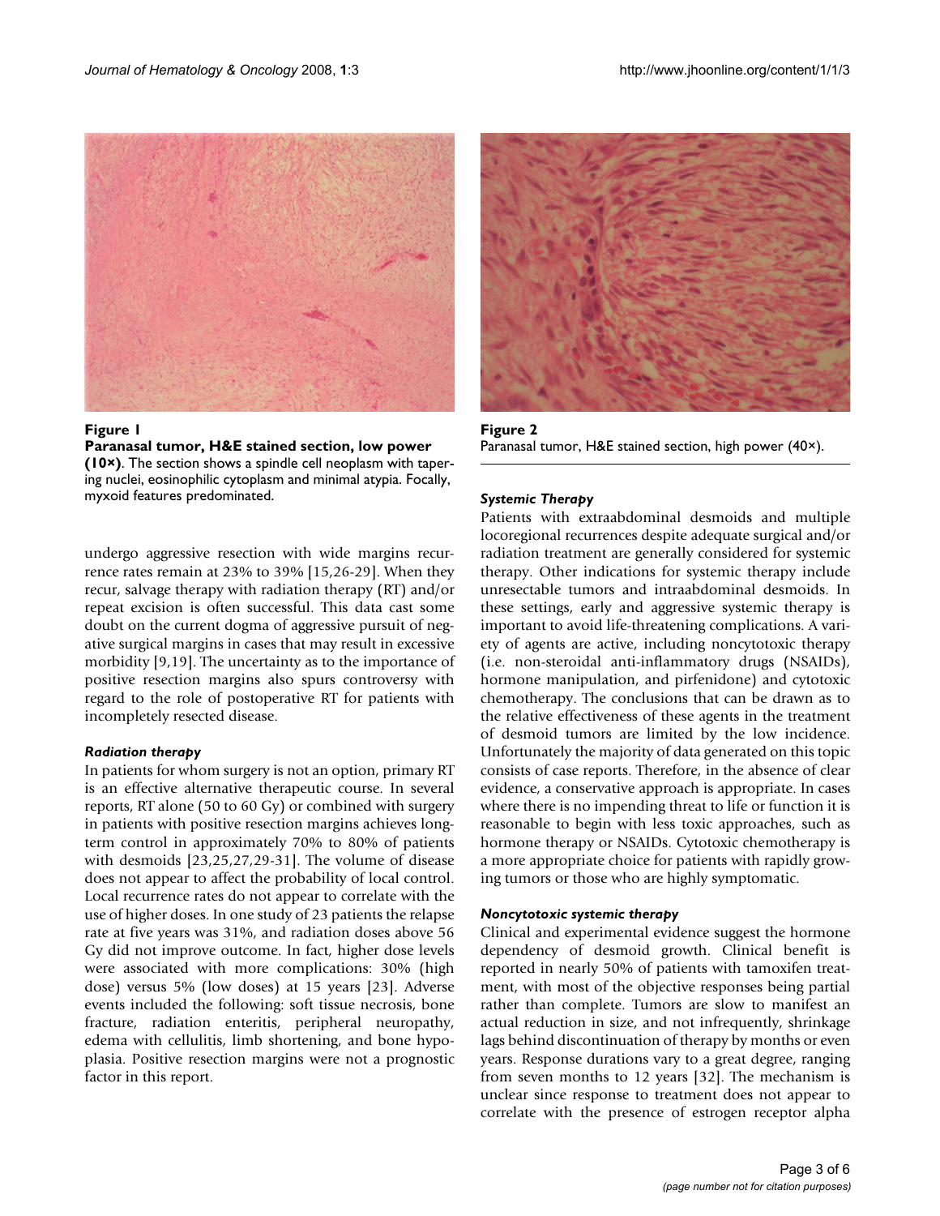**Figure 1**

**Paranasal tumor, H&E stained section, low power (10×)**. The section shows a spindle cell neoplasm with tapering nuclei, eosinophilic cytoplasm and minimal atypia. Focally, myxoid features predominated.

**Figure 2**

Paranasal tumor, H&E stained section, high power (40×).

undergo aggressive resection with wide margins recurrence rates remain at 23% to 39% [15,26-29]. When they recur, salvage therapy with radiation therapy (RT) and/or repeat excision is often successful. This data cast some doubt on the current dogma of aggressive pursuit of negative surgical margins in cases that may result in excessive morbidity [9,19]. The uncertainty as to the importance of positive resection margins also spurs controversy with regard to the role of postoperative RT for patients with incompletely resected disease.

### *Radiation therapy*

In patients for whom surgery is not an option, primary RT is an effective alternative therapeutic course. In several reports, RT alone (50 to 60 Gy) or combined with surgery in patients with positive resection margins achieves long-term control in approximately 70% to 80% of patients with desmoids [23,25,27,29-31]. The volume of disease does not appear to affect the probability of local control. Local recurrence rates do not appear to correlate with the use of higher doses. In one study of 23 patients the relapse rate at five years was 31%, and radiation doses above 56 Gy did not improve outcome. In fact, higher dose levels were associated with more complications: 30% (high dose) versus 5% (low doses) at 15 years [23]. Adverse events included the following: soft tissue necrosis, bone fracture, radiation enteritis, peripheral neuropathy, edema with cellulitis, limb shortening, and bone hypoplasia. Positive resection margins were not a prognostic factor in this report.

### *Systemic Therapy*

Patients with extraabdominal desmoids and multiple locoregional recurrences despite adequate surgical and/or radiation treatment are generally considered for systemic therapy. Other indications for systemic therapy include unresectable tumors and intraabdominal desmoids. In these settings, early and aggressive systemic therapy is important to avoid life-threatening complications. A variety of agents are active, including noncytotoxic therapy (i.e. non-steroidal anti-inflammatory drugs (NSAIDs), hormone manipulation, and pirfenidone) and cytotoxic chemotherapy. The conclusions that can be drawn as to the relative effectiveness of these agents in the treatment of desmoid tumors are limited by the low incidence. Unfortunately the majority of data generated on this topic consists of case reports. Therefore, in the absence of clear evidence, a conservative approach is appropriate. In cases where there is no impending threat to life or function it is reasonable to begin with less toxic approaches, such as hormone therapy or NSAIDs. Cytotoxic chemotherapy is a more appropriate choice for patients with rapidly growing tumors or those who are highly symptomatic.

### *Noncytotoxic systemic therapy*

Clinical and experimental evidence suggest the hormone dependency of desmoid growth. Clinical benefit is reported in nearly 50% of patients with tamoxifen treatment, with most of the objective responses being partial rather than complete. Tumors are slow to manifest an actual reduction in size, and not infrequently, shrinkage lags behind discontinuation of therapy by months or even years. Response durations vary to a great degree, ranging from seven months to 12 years [32]. The mechanism is unclear since response to treatment does not appear to correlate with the presence of estrogen receptor alpha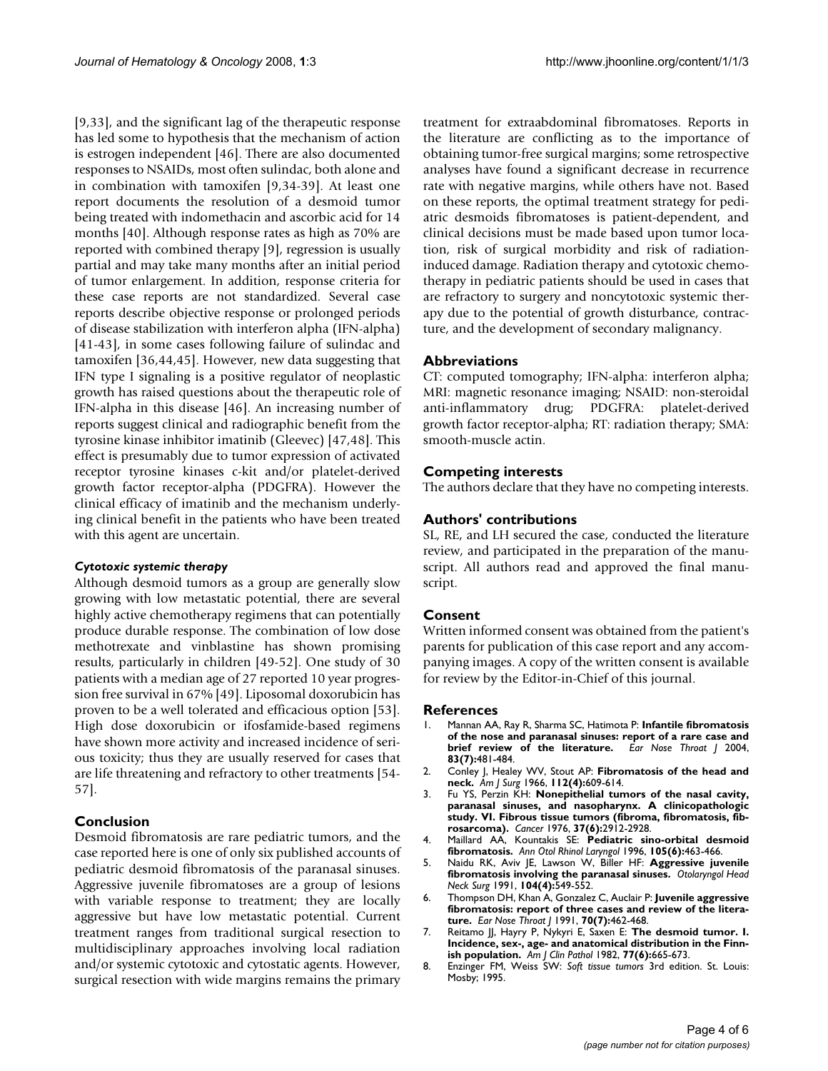[9,33], and the significant lag of the therapeutic response has led some to hypothesis that the mechanism of action is estrogen independent [46]. There are also documented responses to NSAIDs, most often sulindac, both alone and in combination with tamoxifen [9,34-39]. At least one report documents the resolution of a desmoid tumor being treated with indomethacin and ascorbic acid for 14 months [40]. Although response rates as high as 70% are reported with combined therapy [9], regression is usually partial and may take many months after an initial period of tumor enlargement. In addition, response criteria for these case reports are not standardized. Several case reports describe objective response or prolonged periods of disease stabilization with interferon alpha (IFN-alpha) [41-43], in some cases following failure of sulindac and tamoxifen [36,44,45]. However, new data suggesting that IFN type I signaling is a positive regulator of neoplastic growth has raised questions about the therapeutic role of IFN-alpha in this disease [46]. An increasing number of reports suggest clinical and radiographic benefit from the tyrosine kinase inhibitor imatinib (Gleevec) [47,48]. This effect is presumably due to tumor expression of activated receptor tyrosine kinases c-kit and/or platelet-derived growth factor receptor-alpha (PDGFRA). However the clinical efficacy of imatinib and the mechanism underlying clinical benefit in the patients who have been treated with this agent are uncertain.

#### *Cytotoxic systemic therapy*

Although desmoid tumors as a group are generally slow growing with low metastatic potential, there are several highly active chemotherapy regimens that can potentially produce durable response. The combination of low dose methotrexate and vinblastine has shown promising results, particularly in children [49-52]. One study of 30 patients with a median age of 27 reported 10 year progression free survival in 67% [49]. Liposomal doxorubicin has proven to be a well tolerated and efficacious option [53]. High dose doxorubicin or ifosfamide-based regimens have shown more activity and increased incidence of serious toxicity; thus they are usually reserved for cases that are life threatening and refractory to other treatments [54-57].

## Conclusion

Desmoid fibromatosis are rare pediatric tumors, and the case reported here is one of only six published accounts of pediatric desmoid fibromatosis of the paranasal sinuses. Aggressive juvenile fibromatoses are a group of lesions with variable response to treatment; they are locally aggressive but have low metastatic potential. Current treatment ranges from traditional surgical resection to multidisciplinary approaches involving local radiation and/or systemic cytotoxic and cytostatic agents. However, surgical resection with wide margins remains the primary treatment for extraabdominal fibromatoses. Reports in the literature are conflicting as to the importance of obtaining tumor-free surgical margins; some retrospective analyses have found a significant decrease in recurrence rate with negative margins, while others have not. Based on these reports, the optimal treatment strategy for pediatric desmoids fibromatoses is patient-dependent, and clinical decisions must be made based upon tumor location, risk of surgical morbidity and risk of radiation-induced damage. Radiation therapy and cytotoxic chemotherapy in pediatric patients should be used in cases that are refractory to surgery and noncytotoxic systemic therapy due to the potential of growth disturbance, contracture, and the development of secondary malignancy.

## Abbreviations

CT: computed tomography; IFN-alpha: interferon alpha; MRI: magnetic resonance imaging; NSAID: non-steroidal anti-inflammatory drug; PDGFRA: platelet-derived growth factor receptor-alpha; RT: radiation therapy; SMA: smooth-muscle actin.

## Competing interests

The authors declare that they have no competing interests.

## Authors' contributions

SL, RE, and LH secured the case, conducted the literature review, and participated in the preparation of the manuscript. All authors read and approved the final manuscript.

## Consent

Written informed consent was obtained from the patient's parents for publication of this case report and any accompanying images. A copy of the written consent is available for review by the Editor-in-Chief of this journal.

## References

1. Mannan AA, Ray R, Sharma SC, Hatimota P: **Infantile fibromatosis of the nose and paranasal sinuses: report of a rare case and brief review of the literature.** *Ear Nose Throat J* 2004, **83(7):**481-484.
2. Conley J, Healey WV, Stout AP: **Fibromatosis of the head and neck.** *Am J Surg* 1966, **112(4):**609-614.
3. Fu YS, Perzin KH: **Nonepithelial tumors of the nasal cavity, paranasal sinuses, and nasopharynx. A clinicopathologic study. VI. Fibrous tissue tumors (fibroma, fibromatosis, fibrosarcoma).** *Cancer* 1976, **37(6):**2912-2928.
4. Maillard AA, Kountakis SE: **Pediatric sino-orbital desmoid fibromatosis.** *Ann Otol Rhinol Laryngol* 1996, **105(6):**463-466.
5. Naidu RK, Aviv JE, Lawson W, Biller HF: **Aggressive juvenile fibromatosis involving the paranasal sinuses.** *Otolaryngol Head Neck Surg* 1991, **104(4):**549-552.
6. Thompson DH, Khan A, Gonzalez C, Auclair P: **Juvenile aggressive fibromatosis: report of three cases and review of the literature.** *Ear Nose Throat J* 1991, **70(7):**462-468.
7. Reitamo JJ, Hayry P, Nykyri E, Saxen E: **The desmoid tumor. I. Incidence, sex-, age- and anatomical distribution in the Finnish population.** *Am J Clin Pathol* 1982, **77(6):**665-673.
8. Enzinger FM, Weiss SW: *Soft tissue tumors* 3rd edition. St. Louis: Mosby; 1995.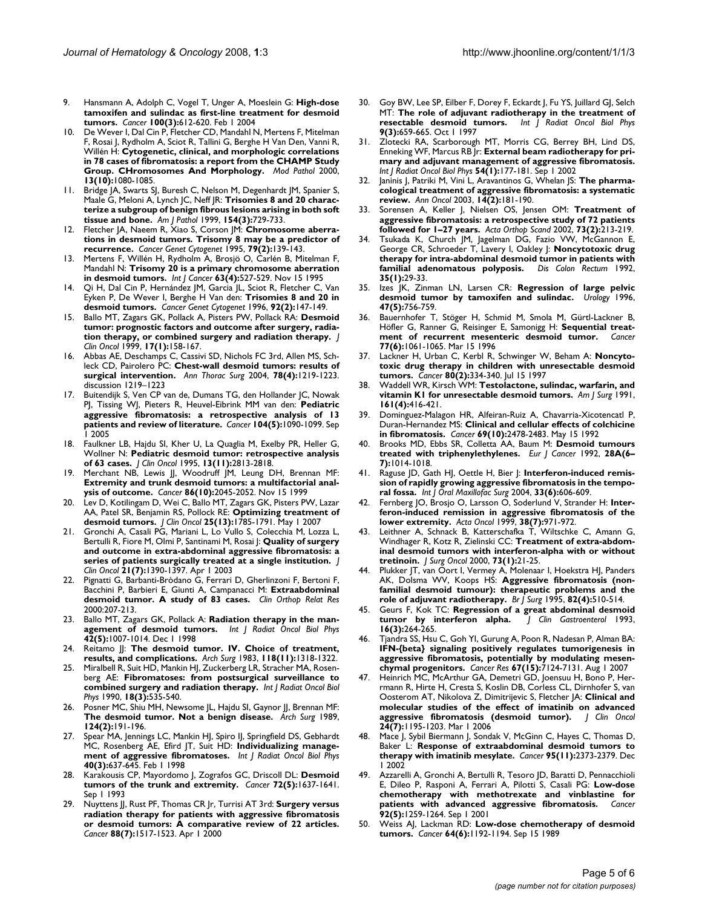9. Hansmann A, Adolph C, Vogel T, Unger A, Moeslein G: **High-dose tamoxifen and sulindac as first-line treatment for desmoid tumors.** *Cancer* **100(3):**612-620. Feb 1 2004
10. De Wever I, Dal Cin P, Fletcher CD, Mandahl N, Mertens F, Mitelman F, Rosai J, Rydholm A, Sciot R, Tallini G, Berghe H Van Den, Vanni R, Willén H: **Cytogenetic, clinical, and morphologic correlations in 78 cases of fibromatosis: a report from the CHAMP Study Group. CHromosomes And MorPhology.** *Mod Pathol* 2000, **13(10):**1080-1085.
11. Bridge JA, Swarts SJ, Buresh C, Nelson M, Degenhardt JM, Spanier S, Maale G, Meloni A, Lynch JC, Neff JR: **Trisomies 8 and 20 characterize a subgroup of benign fibrous lesions arising in both soft tissue and bone.** *Am J Pathol* 1999, **154(3):**729-733.
12. Fletcher JA, Naeem R, Xiao S, Corson JM: **Chromosome aberrations in desmoid tumors. Trisomy 8 may be a predictor of recurrence.** *Cancer Genet Cytogenet* 1995, **79(2):**139-143.
13. Mertens F, Willén H, Rydholm A, Brosjö O, Carlén B, Mitelman F, Mandahl N: **Trisomy 20 is a primary chromosome aberration in desmoid tumors.** *Int J Cancer* **63(4):**527-529. Nov 15 1995
14. Qi H, Dal Cin P, Hernández JM, Garcia JL, Sciot R, Fletcher C, Van Eyken P, De Wever I, Berghe H Van den: **Trisomies 8 and 20 in desmoid tumors.** *Cancer Genet Cytogenet* 1996, **92(2):**147-149.
15. Ballo MT, Zagars GK, Pollack A, Pisters PW, Pollack RA: **Desmoid tumor: prognostic factors and outcome after surgery, radiation therapy, or combined surgery and radiation therapy.** *J Clin Oncol* 1999, **17(1):**158-167.
16. Abbas AE, Deschamps C, Cassivi SD, Nichols FC 3rd, Allen MS, Schleck CD, Pairolero PC: **Chest-wall desmoid tumors: results of surgical intervention.** *Ann Thorac Surg* 2004, **78(4):**1219-1223. discussion 1219–1223
17. Buitendijk S, Ven CP van de, Dumans TG, den Hollander JC, Nowak PJ, Tissing WJ, Pieters R, Heuvel-Eibrink MM van den: **Pediatric aggressive fibromatosis: a retrospective analysis of 13 patients and review of literature.** *Cancer* **104(5):**1090-1099. Sep 1 2005
18. Faulkner LB, Hajdu SI, Kher U, La Quaglia M, Exelby PR, Heller G, Wollner N: **Pediatric desmoid tumor: retrospective analysis of 63 cases.** *J Clin Oncol* 1995, **13(11):**2813-2818.
19. Merchant NB, Lewis JJ, Woodruff JM, Leung DH, Brennan MF: **Extremity and trunk desmoid tumors: a multifactorial analysis of outcome.** *Cancer* **86(10):**2045-2052. Nov 15 1999
20. Lev D, Kotilingam D, Wei C, Ballo MT, Zagars GK, Pisters PW, Lazar AA, Patel SR, Benjamin RS, Pollock RE: **Optimizing treatment of desmoid tumors.** *J Clin Oncol* **25(13):**1785-1791. May 1 2007
21. Gronchi A, Casali PG, Mariani L, Lo Vullo S, Colecchia M, Lozza L, Bertulli R, Fiore M, Olmi P, Santinami M, Rosai J: **Quality of surgery and outcome in extra-abdominal aggressive fibromatosis: a series of patients surgically treated at a single institution.** *J Clin Oncol* **21(7):**1390-1397. Apr 1 2003
22. Pignatti G, Barbanti-Bròdano G, Ferrari D, Gherlinzoni F, Bertoni F, Bacchini P, Barbieri E, Giunti A, Campanacci M: **Extraabdominal desmoid tumor. A study of 83 cases.** *Clin Orthop Relat Res* 2000:207-213.
23. Ballo MT, Zagars GK, Pollack A: **Radiation therapy in the management of desmoid tumors.** *Int J Radiat Oncol Biol Phys* **42(5):**1007-1014. Dec 1 1998
24. Reitamo JJ: **The desmoid tumor. IV. Choice of treatment, results, and complications.** *Arch Surg* 1983, **118(11):**1318-1322.
25. Miralbell R, Suit HD, Mankin HJ, Zuckerberg LR, Stracher MA, Rosenberg AE: **Fibromatoses: from postsurgical surveillance to combined surgery and radiation therapy.** *Int J Radiat Oncol Biol Phys* 1990, **18(3):**535-540.
26. Posner MC, Shiu MH, Newsome JL, Hajdu SI, Gaynor JJ, Brennan MF: **The desmoid tumor. Not a benign disease.** *Arch Surg* 1989, **124(2):**191-196.
27. Spear MA, Jennings LC, Mankin HJ, Spiro IJ, Springfield DS, Gebhardt MC, Rosenberg AE, Efird JT, Suit HD: **Individualizing management of aggressive fibromatoses.** *Int J Radiat Oncol Biol Phys* **40(3):**637-645. Feb 1 1998
28. Karakousis CP, Mayordomo J, Zografos GC, Driscoll DL: **Desmoid tumors of the trunk and extremity.** *Cancer* **72(5):**1637-1641. Sep 1 1993
29. Nuyttens JJ, Rust PF, Thomas CR Jr, Turrisi AT 3rd: **Surgery versus radiation therapy for patients with aggressive fibromatosis or desmoid tumors: A comparative review of 22 articles.** *Cancer* **88(7):**1517-1523. Apr 1 2000
30. Goy BW, Lee SP, Eilber F, Dorey F, Eckardt J, Fu YS, Juillard GJ, Selch MT: **The role of adjuvant radiotherapy in the treatment of resectable desmoid tumors.** *Int J Radiat Oncol Biol Phys* **9(3):**659-665. Oct 1 1997
31. Zlotecki RA, Scarborough MT, Morris CG, Berrey BH, Lind DS, Enneking WF, Marcus RB Jr: **External beam radiotherapy for primary and adjuvant management of aggressive fibromatosis.** *Int J Radiat Oncol Biol Phys* **54(1):**177-181. Sep 1 2002
32. Janinis J, Patriki M, Vini L, Aravantinos G, Whelan JS: **The pharmacological treatment of aggressive fibromatosis: a systematic review.** *Ann Oncol* 2003, **14(2):**181-190.
33. Sorensen A, Keller J, Nielsen OS, Jensen OM: **Treatment of aggressive fibromatosis: a retrospective study of 72 patients followed for 1–27 years.** *Acta Orthop Scand* 2002, **73(2):**213-219.
34. Tsukada K, Church JM, Jagelman DG, Fazio VW, McGannon E, George CR, Schroeder T, Lavery I, Oakley J: **Noncytotoxic drug therapy for intra-abdominal desmoid tumor in patients with familial adenomatous polyposis.** *Dis Colon Rectum* 1992, **35(1):**29-33.
35. Izes JK, Zinman LN, Larsen CR: **Regression of large pelvic desmoid tumor by tamoxifen and sulindac.** *Urology* 1996, **47(5):**756-759.
36. Bauernhofer T, Stöger H, Schmid M, Smola M, Gürtl-Lackner B, Höfler G, Ranner G, Reisinger E, Samonigg H: **Sequential treatment of recurrent mesenteric desmoid tumor.** *Cancer* **77(6):**1061-1065. Mar 15 1996
37. Lackner H, Urban C, Kerbl R, Schwinger W, Beham A: **Noncytotoxic drug therapy in children with unresectable desmoid tumors.** *Cancer* **80(2):**334-340. Jul 15 1997
38. Waddell WR, Kirsch WM: **Testolactone, sulindac, warfarin, and vitamin K1 for unresectable desmoid tumors.** *Am J Surg* 1991, **161(4):**416-421.
39. Dominguez-Malagon HR, Alfeiran-Ruiz A, Chavarria-Xicotencatl P, Duran-Hernandez MS: **Clinical and cellular effects of colchicine in fibromatosis.** *Cancer* **69(10):**2478-2483. May 15 1992
40. Brooks MD, Ebbs SR, Colletta AA, Baum M: **Desmoid tumours treated with triphenylethylenes.** *Eur J Cancer* 1992, **28A(6–7):**1014-1018.
41. Raguse JD, Gath HJ, Oettle H, Bier J: **Interferon-induced remission of rapidly growing aggressive fibromatosis in the temporal fossa.** *Int J Oral Maxillofac Surg* 2004, **33(6):**606-609.
42. Fernberg JO, Brosjo O, Larsson O, Soderlund V, Strander H: **Interferon-induced remission in aggressive fibromatosis of the lower extremity.** *Acta Oncol* 1999, **38(7):**971-972.
43. Leithner A, Schnack B, Katterschafka T, Wiltschke C, Amann G, Windhager R, Kotz R, Zielinski CC: **Treatment of extra-abdominal desmoid tumors with interferon-alpha with or without tretinoin.** *J Surg Oncol* 2000, **73(1):**21-25.
44. Plukker JT, van Oort I, Vermey A, Molenaar I, Hoekstra HJ, Panders AK, Dolsma WV, Koops HS: **Aggressive fibromatosis (non-familial desmoid tumour): therapeutic problems and the role of adjuvant radiotherapy.** *Br J Surg* 1995, **82(4):**510-514.
45. Geurs F, Kok TC: **Regression of a great abdominal desmoid tumor by interferon alpha.** *J Clin Gastroenterol* 1993, **16(3):**264-265.
46. Tjandra SS, Hsu C, Goh YI, Gurung A, Poon R, Nadesan P, Alman BA: **IFN-{beta} signaling positively regulates tumorigenesis in aggressive fibromatosis, potentially by modulating mesenchymal progenitors.** *Cancer Res* **67(15):**7124-7131. Aug 1 2007
47. Heinrich MC, McArthur GA, Demetri GD, Joensuu H, Bono P, Herrmann R, Hirte H, Cresta S, Koslin DB, Corless CL, Dirnhofer S, van Oosterom AT, Nikolova Z, Dimitrijevic S, Fletcher JA: **Clinical and molecular studies of the effect of imatinib on advanced aggressive fibromatosis (desmoid tumor).** *J Clin Oncol* **24(7):**1195-1203. Mar 1 2006
48. Mace J, Sybil Biermann J, Sondak V, McGinn C, Hayes C, Thomas D, Baker L: **Response of extraabdominal desmoid tumors to therapy with imatinib mesylate.** *Cancer* **95(11):**2373-2379. Dec 1 2002
49. Azzarelli A, Gronchi A, Bertulli R, Tesoro JD, Baratti D, Pennacchioli E, Dileo P, Rasponi A, Ferrari A, Pilotti S, Casali PG: **Low-dose chemotherapy with methotrexate and vinblastine for patients with advanced aggressive fibromatosis.** *Cancer* **92(5):**1259-1264. Sep 1 2001
50. Weiss AJ, Lackman RD: **Low-dose chemotherapy of desmoid tumors.** *Cancer* **64(6):**1192-1194. Sep 15 1989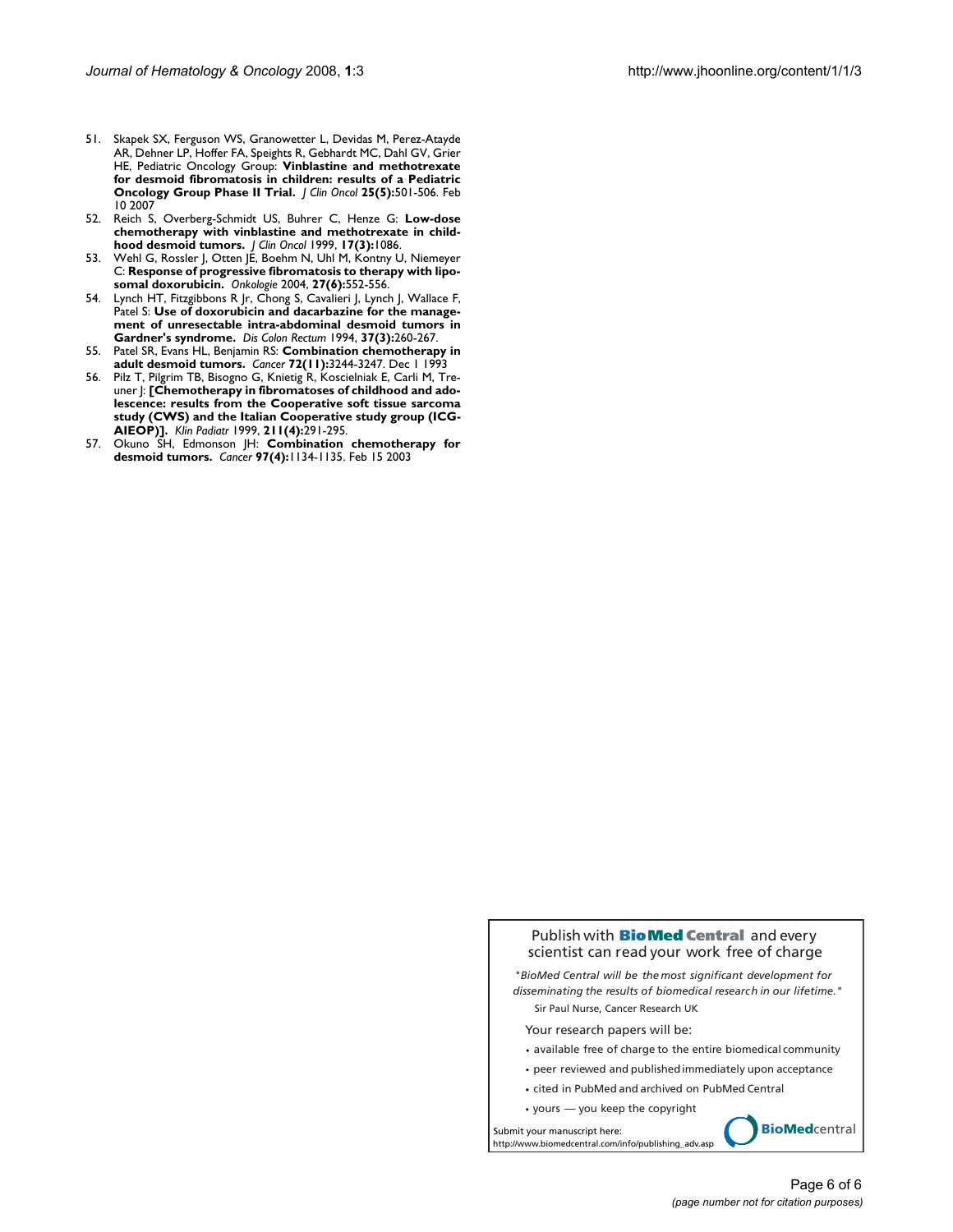51. Skapek SX, Ferguson WS, Granowetter L, Devidas M, Perez-Atayde AR, Dehner LP, Hoffer FA, Speights R, Gebhardt MC, Dahl GV, Grier HE, Pediatric Oncology Group: **Vinblastine and methotrexate for desmoid fibromatosis in children: results of a Pediatric Oncology Group Phase II Trial.** *J Clin Oncol* **25(5):**501-506. Feb 10 2007
52. Reich S, Overberg-Schmidt US, Buhrer C, Henze G: **Low-dose chemotherapy with vinblastine and methotrexate in childhood desmoid tumors.** *J Clin Oncol* 1999, **17(3):**1086.
53. Wehl G, Rossler J, Otten JE, Boehm N, Uhl M, Kontny U, Niemeyer C: **Response of progressive fibromatosis to therapy with liposomal doxorubicin.** *Onkologie* 2004, **27(6):**552-556.
54. Lynch HT, Fitzgibbons R Jr, Chong S, Cavalieri J, Lynch J, Wallace F, Patel S: **Use of doxorubicin and dacarbazine for the management of unresectable intra-abdominal desmoid tumors in Gardner's syndrome.** *Dis Colon Rectum* 1994, **37(3):**260-267.
55. Patel SR, Evans HL, Benjamin RS: **Combination chemotherapy in adult desmoid tumors.** *Cancer* **72(11):**3244-3247. Dec 1 1993
56. Pilz T, Pilgrim TB, Bisogno G, Knietig R, Koscielniak E, Carli M, Treuner J: **[Chemotherapy in fibromatoses of childhood and adolescence: results from the Cooperative soft tissue sarcoma study (CWS) and the Italian Cooperative study group (ICG-AIEOP)].** *Klin Padiatr* 1999, **211(4):**291-295.
57. Okuno SH, Edmonson JH: **Combination chemotherapy for desmoid tumors.** *Cancer* **97(4):**1134-1135. Feb 15 2003

Publish with **BioMed Central** and every scientist can read your work free of charge

*"BioMed Central will be the most significant development for disseminating the results of biomedical research in our lifetime."*
Sir Paul Nurse, Cancer Research UK

Your research papers will be:

- available free of charge to the entire biomedical community
- peer reviewed and published immediately upon acceptance
- cited in PubMed and archived on PubMed Central
- yours — you keep the copyright

Submit your manuscript here:
http://www.biomedcentral.com/info/publishing_adv.asp

BioMedcentral